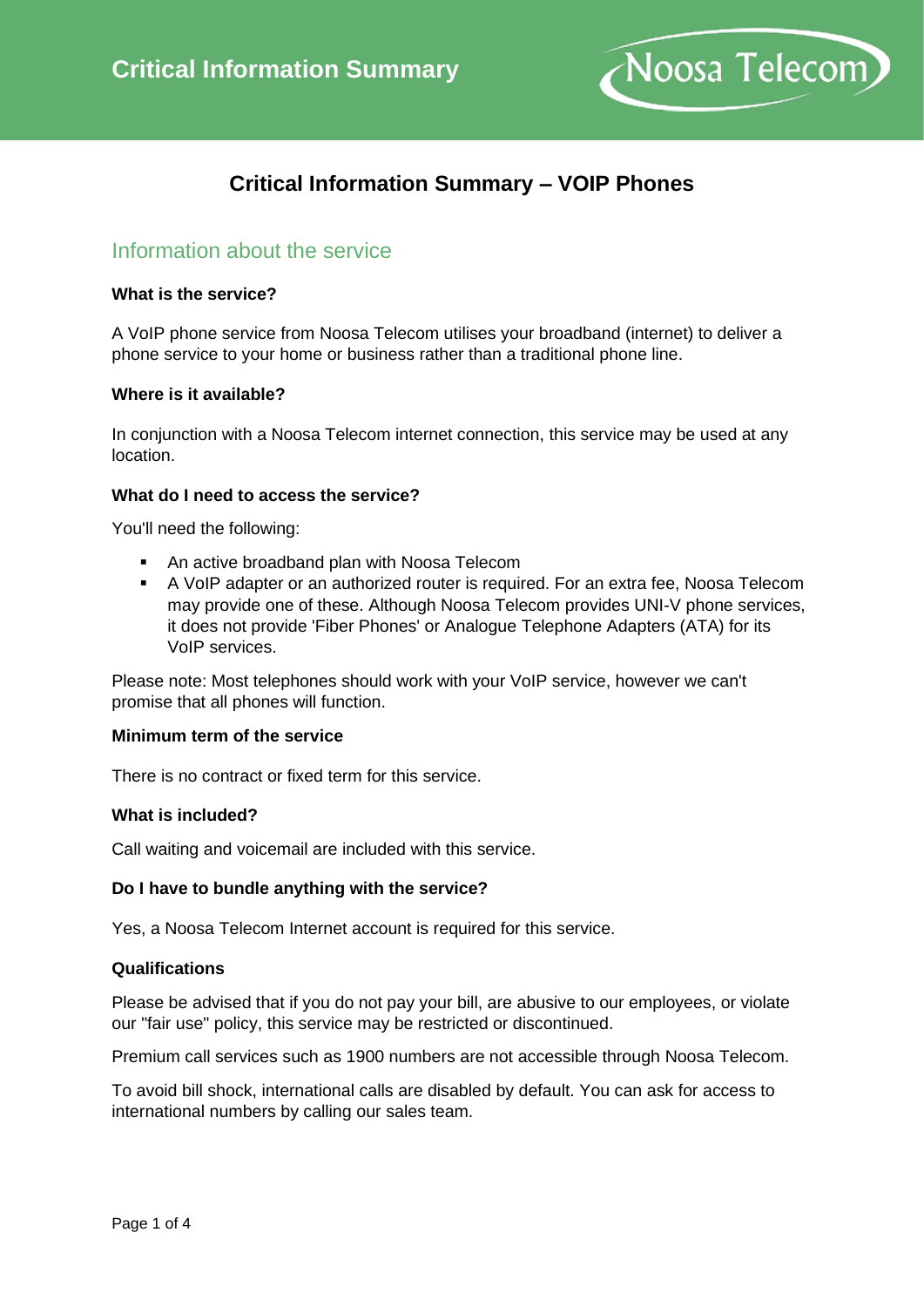# Critical Information Summary

## Critical Information Summary – VOIP Phones

### Information about the service

**What is the service?**

A VoIP phone service from Noosa Telecom utilises your broadband (internet) to deliver a phone service to your home or business rather than a traditional phone line.

**Where is it available?**

In conjunction with a Noosa Telecom internet connection, this service may be used at any location.

**What do I need to access the service?**

You'll need the following:

- An active broadband plan with Noosa Telecom
- A VoIP adapter or an authorized router is required. For an extra fee, Noosa Telecom may provide one of these. Although Noosa Telecom provides UNI-V phone services, it does not provide 'Fiber Phones' or Analogue Telephone Adapters (ATA) for its VoIP services.

Please note: Most telephones should work with your VoIP service, however we can't promise that all phones will function.

**Minimum term of the service**

There is no contract or fixed term for this service.

**What is included?**

Call waiting and voicemail are included with this service.

**Do I have to bundle anything with the service?**

Yes, a Noosa Telecom Internet account is required for this service.

**Qualifications**

Please be advised that if you do not pay your bill, are abusive to our employees, or violate our "fair use" policy, this service may be restricted or discontinued.

Premium call services such as 1900 numbers are not accessible through Noosa Telecom.

To avoid bill shock, international calls are disabled by default. You can ask for access to international numbers by calling our sales team.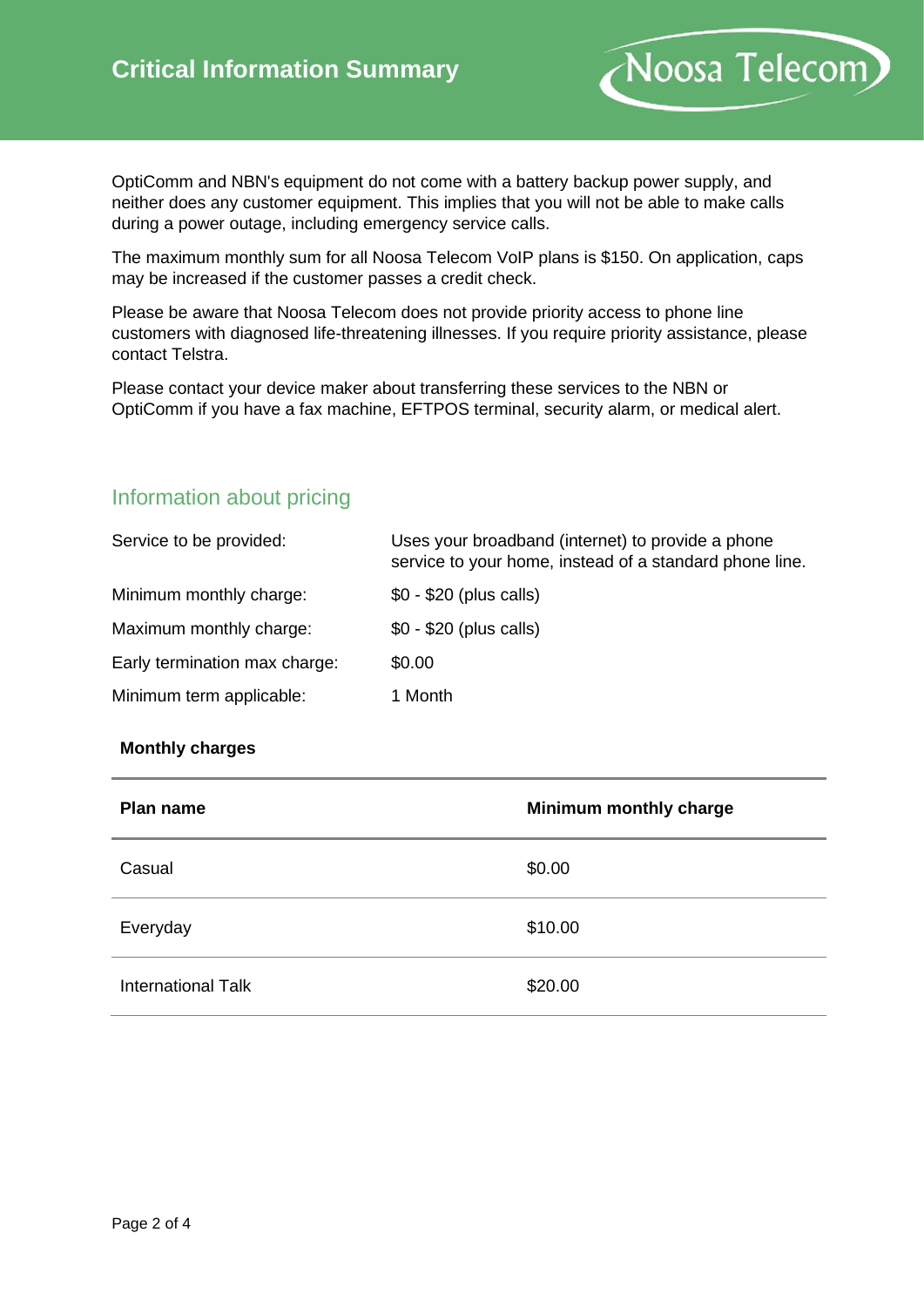# Critical Information Summary

OptiComm and NBN's equipment do not come with a battery backup power supply, and neither does any customer equipment. This implies that you will not be able to make calls during a power outage, including emergency service calls.

The maximum monthly sum for all Noosa Telecom VoIP plans is $150. On application, caps may be increased if the customer passes a credit check.

Please be aware that Noosa Telecom does not provide priority access to phone line customers with diagnosed life-threatening illnesses. If you require priority assistance, please contact Telstra.

Please contact your device maker about transferring these services to the NBN or OptiComm if you have a fax machine, EFTPOS terminal, security alarm, or medical alert.

## Information about pricing

| | |
|---|---|
| Service to be provided: | Uses your broadband (internet) to provide a phone service to your home, instead of a standard phone line. |
| Minimum monthly charge: | $0 - $20 (plus calls) |
| Maximum monthly charge: | $0 - $20 (plus calls) |
| Early termination max charge: | $0.00 |
| Minimum term applicable: | 1 Month |

**Monthly charges**

| Plan name | Minimum monthly charge |
|---|---|
| Casual | $0.00 |
| Everyday | $10.00 |
| International Talk | $20.00 |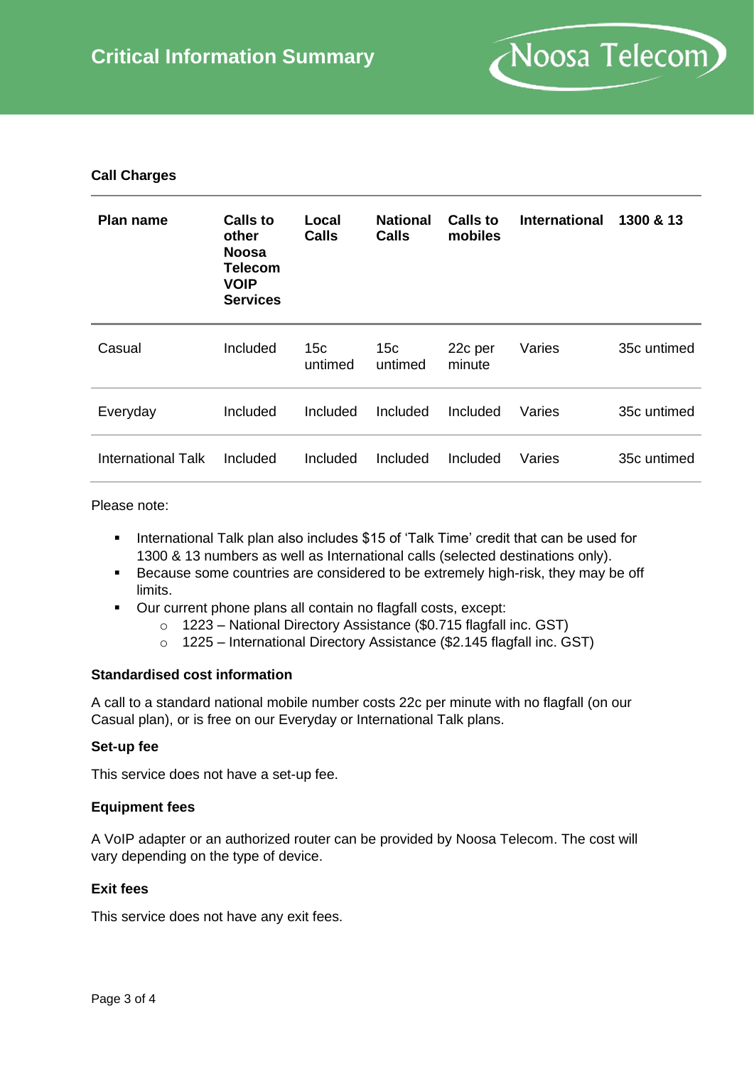# Critical Information Summary

Noosa Telecom

**Call Charges**

| Plan name | Calls to other Noosa Telecom VOIP Services | Local Calls | National Calls | Calls to mobiles | International | 1300 & 13 |
|---|---|---|---|---|---|---|
| Casual | Included | 15c untimed | 15c untimed | 22c per minute | Varies | 35c untimed |
| Everyday | Included | Included | Included | Included | Varies | 35c untimed |
| International Talk | Included | Included | Included | Included | Varies | 35c untimed |

Please note:

- International Talk plan also includes $15 of 'Talk Time' credit that can be used for 1300 & 13 numbers as well as International calls (selected destinations only).
- Because some countries are considered to be extremely high-risk, they may be off limits.
- Our current phone plans all contain no flagfall costs, except:
  - 1223 – National Directory Assistance ($0.715 flagfall inc. GST)
  - 1225 – International Directory Assistance ($2.145 flagfall inc. GST)

**Standardised cost information**

A call to a standard national mobile number costs 22c per minute with no flagfall (on our Casual plan), or is free on our Everyday or International Talk plans.

**Set-up fee**

This service does not have a set-up fee.

**Equipment fees**

A VoIP adapter or an authorized router can be provided by Noosa Telecom. The cost will vary depending on the type of device.

**Exit fees**

This service does not have any exit fees.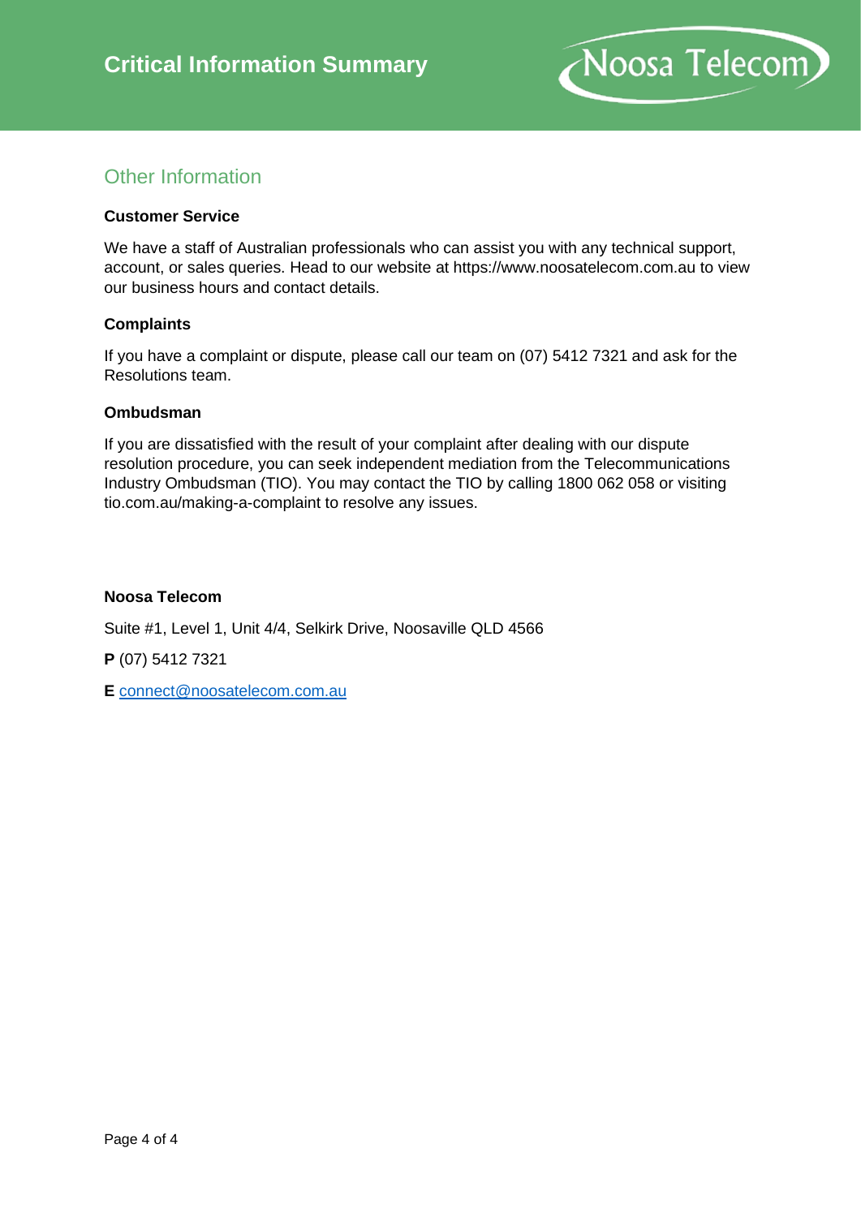## Other Information

**Customer Service**

We have a staff of Australian professionals who can assist you with any technical support, account, or sales queries. Head to our website at https://www.noosatelecom.com.au to view our business hours and contact details.

**Complaints**

If you have a complaint or dispute, please call our team on (07) 5412 7321 and ask for the Resolutions team.

**Ombudsman**

If you are dissatisfied with the result of your complaint after dealing with our dispute resolution procedure, you can seek independent mediation from the Telecommunications Industry Ombudsman (TIO). You may contact the TIO by calling 1800 062 058 or visiting tio.com.au/making-a-complaint to resolve any issues.

**Noosa Telecom**

Suite #1, Level 1, Unit 4/4, Selkirk Drive, Noosaville QLD 4566

**P** (07) 5412 7321

**E** connect@noosatelecom.com.au